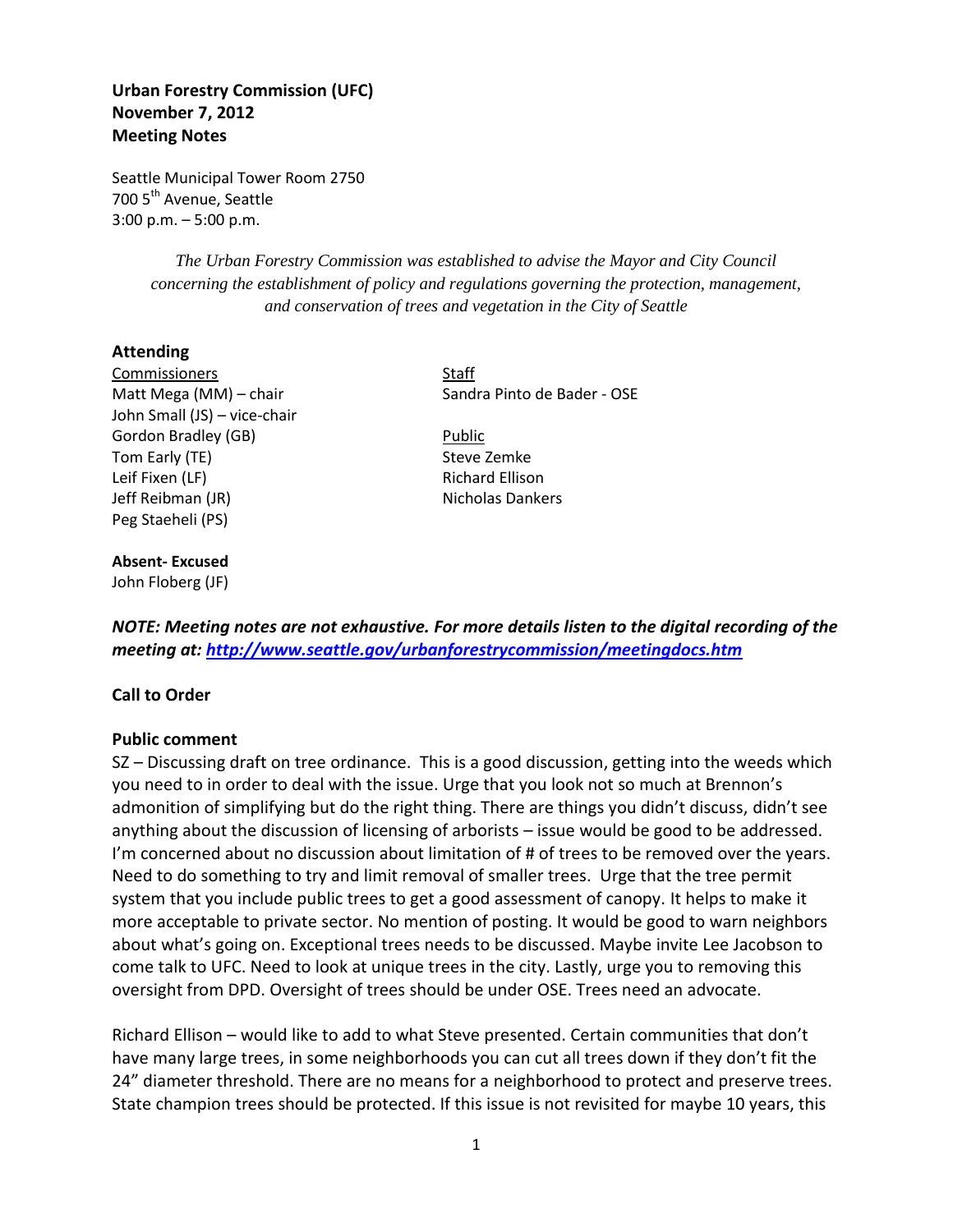**Urban Forestry Commission (UFC)**
**November 7, 2012**
**Meeting Notes**

Seattle Municipal Tower Room 2750
700 5th Avenue, Seattle
3:00 p.m. – 5:00 p.m.

*The Urban Forestry Commission was established to advise the Mayor and City Council concerning the establishment of policy and regulations governing the protection, management, and conservation of trees and vegetation in the City of Seattle*

### Attending

Commissioners
Matt Mega (MM) – chair
John Small (JS) – vice-chair
Gordon Bradley (GB)
Tom Early (TE)
Leif Fixen (LF)
Jeff Reibman (JR)
Peg Staeheli (PS)

Staff
Sandra Pinto de Bader - OSE

Public
Steve Zemke
Richard Ellison
Nicholas Dankers

**Absent- Excused**
John Floberg (JF)

***NOTE: Meeting notes are not exhaustive. For more details listen to the digital recording of the meeting at: [http://www.seattle.gov/urbanforestrycommission/meetingdocs.htm](http://www.seattle.gov/urbanforestrycommission/meetingdocs.htm)***

### Call to Order

### Public comment

SZ – Discussing draft on tree ordinance. This is a good discussion, getting into the weeds which you need to in order to deal with the issue. Urge that you look not so much at Brennon's admonition of simplifying but do the right thing. There are things you didn't discuss, didn't see anything about the discussion of licensing of arborists – issue would be good to be addressed. I'm concerned about no discussion about limitation of # of trees to be removed over the years. Need to do something to try and limit removal of smaller trees. Urge that the tree permit system that you include public trees to get a good assessment of canopy. It helps to make it more acceptable to private sector. No mention of posting. It would be good to warn neighbors about what's going on. Exceptional trees needs to be discussed. Maybe invite Lee Jacobson to come talk to UFC. Need to look at unique trees in the city. Lastly, urge you to removing this oversight from DPD. Oversight of trees should be under OSE. Trees need an advocate.

Richard Ellison – would like to add to what Steve presented. Certain communities that don't have many large trees, in some neighborhoods you can cut all trees down if they don't fit the 24" diameter threshold. There are no means for a neighborhood to protect and preserve trees. State champion trees should be protected. If this issue is not revisited for maybe 10 years, this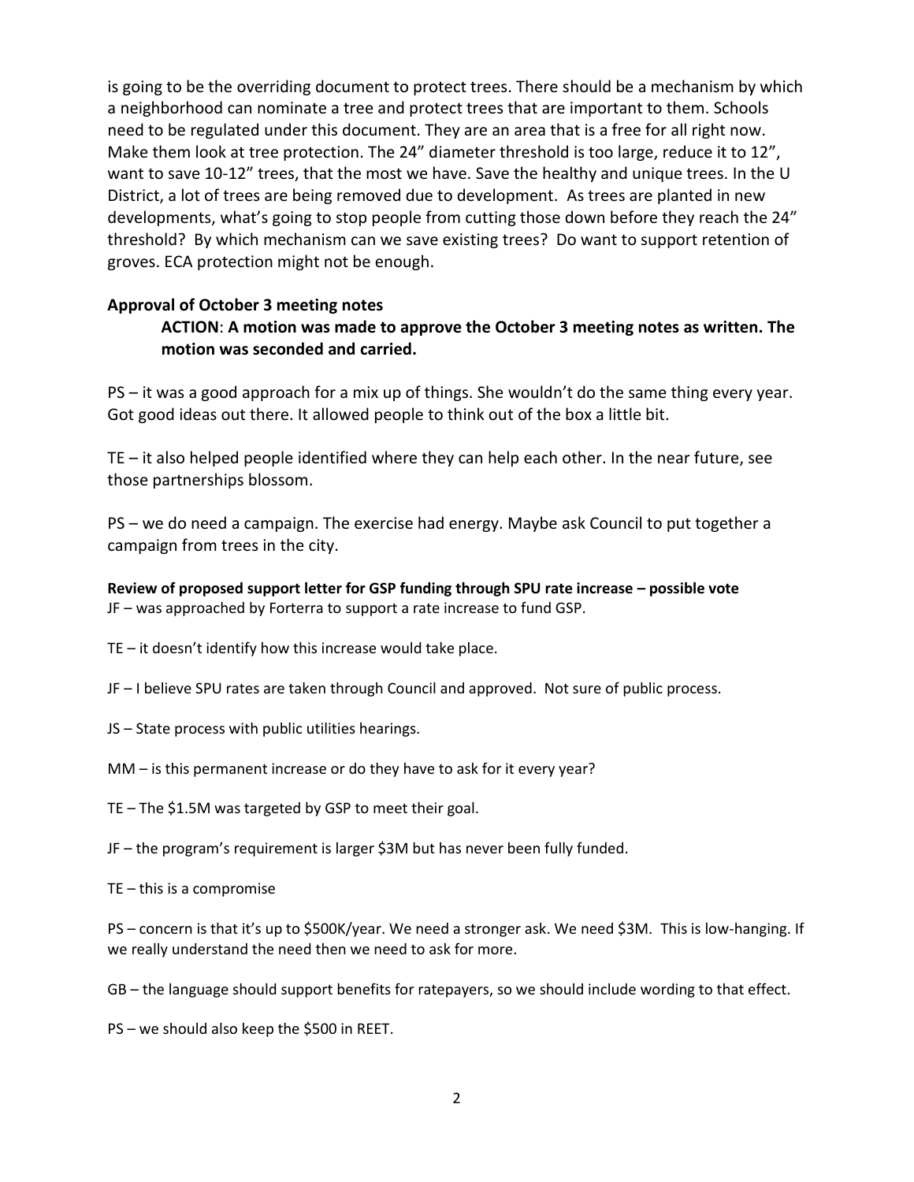is going to be the overriding document to protect trees. There should be a mechanism by which a neighborhood can nominate a tree and protect trees that are important to them. Schools need to be regulated under this document. They are an area that is a free for all right now. Make them look at tree protection. The 24" diameter threshold is too large, reduce it to 12", want to save 10-12" trees, that the most we have. Save the healthy and unique trees. In the U District, a lot of trees are being removed due to development. As trees are planted in new developments, what's going to stop people from cutting those down before they reach the 24" threshold? By which mechanism can we save existing trees? Do want to support retention of groves. ECA protection might not be enough.

**Approval of October 3 meeting notes**

> **ACTION**: **A motion was made to approve the October 3 meeting notes as written. The motion was seconded and carried.**

PS – it was a good approach for a mix up of things. She wouldn't do the same thing every year. Got good ideas out there. It allowed people to think out of the box a little bit.

TE – it also helped people identified where they can help each other. In the near future, see those partnerships blossom.

PS – we do need a campaign. The exercise had energy. Maybe ask Council to put together a campaign from trees in the city.

**Review of proposed support letter for GSP funding through SPU rate increase – possible vote**

JF – was approached by Forterra to support a rate increase to fund GSP.

TE – it doesn't identify how this increase would take place.

JF – I believe SPU rates are taken through Council and approved. Not sure of public process.

JS – State process with public utilities hearings.

MM – is this permanent increase or do they have to ask for it every year?

TE – The $1.5M was targeted by GSP to meet their goal.

JF – the program's requirement is larger $3M but has never been fully funded.

TE – this is a compromise

PS – concern is that it's up to $500K/year. We need a stronger ask. We need $3M. This is low-hanging. If we really understand the need then we need to ask for more.

GB – the language should support benefits for ratepayers, so we should include wording to that effect.

PS – we should also keep the $500 in REET.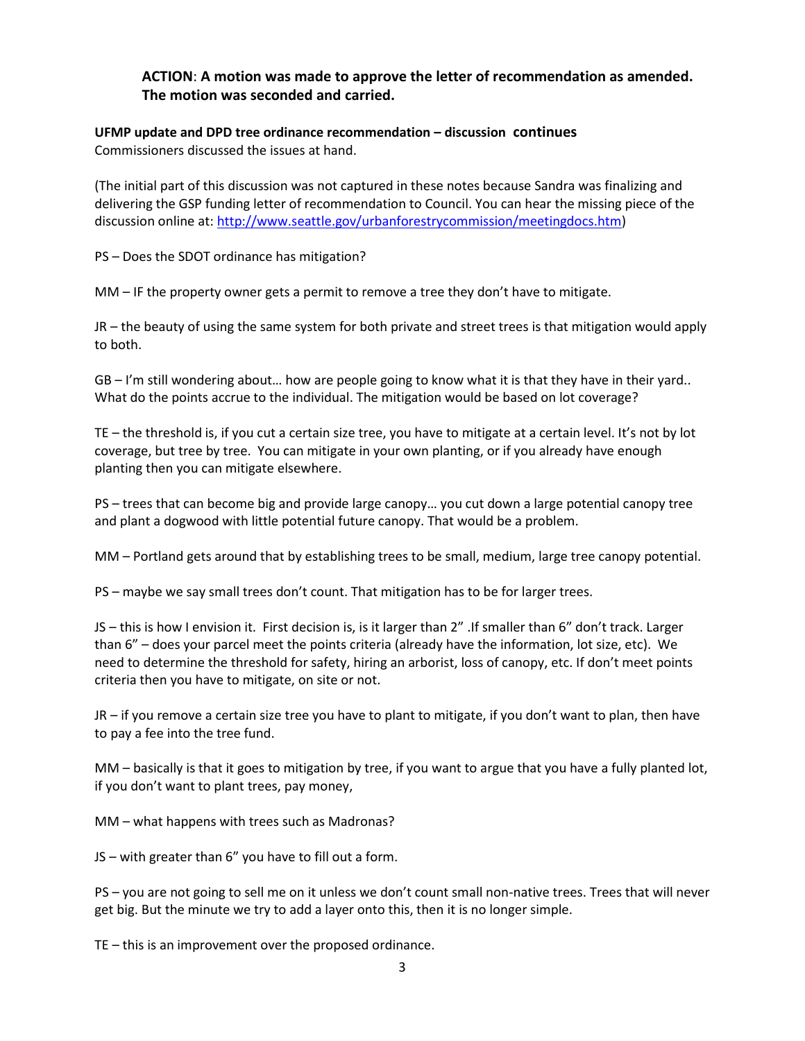**ACTION**: **A motion was made to approve the letter of recommendation as amended. The motion was seconded and carried.**

**UFMP update and DPD tree ordinance recommendation – discussion continues**
Commissioners discussed the issues at hand.

(The initial part of this discussion was not captured in these notes because Sandra was finalizing and delivering the GSP funding letter of recommendation to Council. You can hear the missing piece of the discussion online at: http://www.seattle.gov/urbanforestrycommission/meetingdocs.htm)

PS – Does the SDOT ordinance has mitigation?

MM – IF the property owner gets a permit to remove a tree they don't have to mitigate.

JR – the beauty of using the same system for both private and street trees is that mitigation would apply to both.

GB – I'm still wondering about… how are people going to know what it is that they have in their yard.. What do the points accrue to the individual. The mitigation would be based on lot coverage?

TE – the threshold is, if you cut a certain size tree, you have to mitigate at a certain level. It's not by lot coverage, but tree by tree. You can mitigate in your own planting, or if you already have enough planting then you can mitigate elsewhere.

PS – trees that can become big and provide large canopy… you cut down a large potential canopy tree and plant a dogwood with little potential future canopy. That would be a problem.

MM – Portland gets around that by establishing trees to be small, medium, large tree canopy potential.

PS – maybe we say small trees don't count. That mitigation has to be for larger trees.

JS – this is how I envision it. First decision is, is it larger than 2" .If smaller than 6" don't track. Larger than 6" – does your parcel meet the points criteria (already have the information, lot size, etc). We need to determine the threshold for safety, hiring an arborist, loss of canopy, etc. If don't meet points criteria then you have to mitigate, on site or not.

JR – if you remove a certain size tree you have to plant to mitigate, if you don't want to plan, then have to pay a fee into the tree fund.

MM – basically is that it goes to mitigation by tree, if you want to argue that you have a fully planted lot, if you don't want to plant trees, pay money,

MM – what happens with trees such as Madronas?

JS – with greater than 6" you have to fill out a form.

PS – you are not going to sell me on it unless we don't count small non-native trees. Trees that will never get big. But the minute we try to add a layer onto this, then it is no longer simple.

TE – this is an improvement over the proposed ordinance.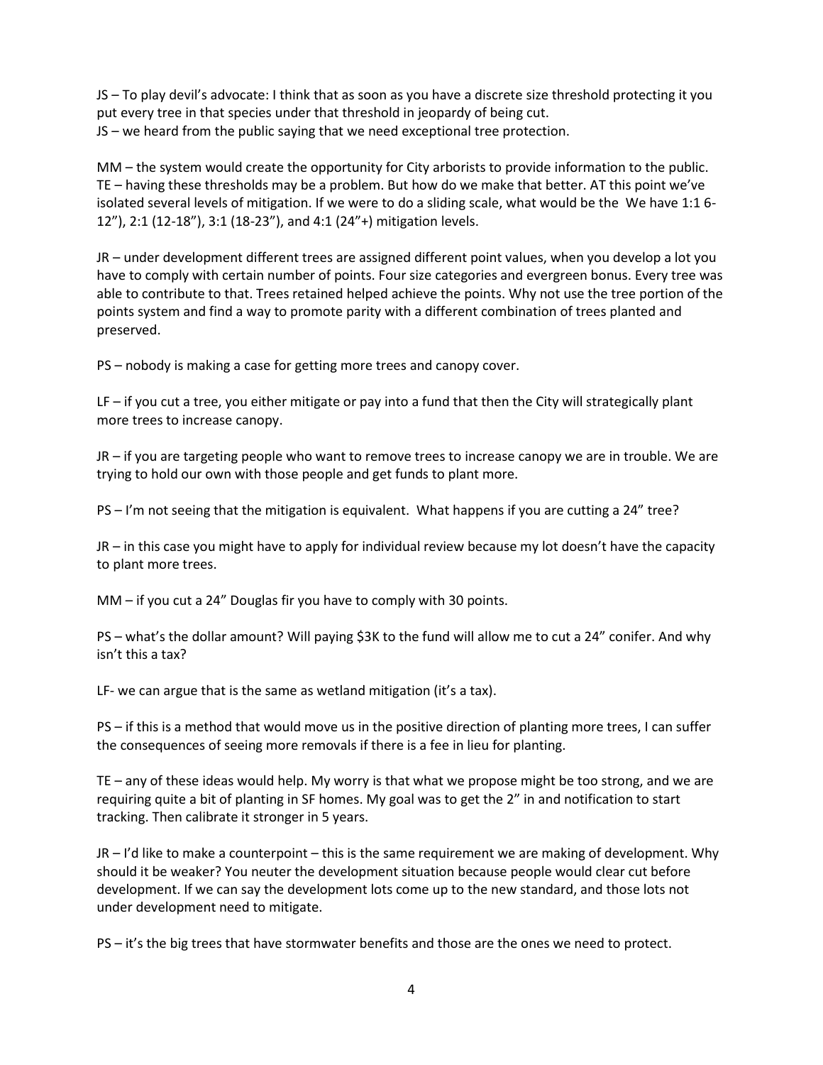JS – To play devil's advocate: I think that as soon as you have a discrete size threshold protecting it you put every tree in that species under that threshold in jeopardy of being cut.
JS – we heard from the public saying that we need exceptional tree protection.

MM – the system would create the opportunity for City arborists to provide information to the public.
TE – having these thresholds may be a problem. But how do we make that better. AT this point we've isolated several levels of mitigation. If we were to do a sliding scale, what would be the We have 1:1 6-12"), 2:1 (12-18"), 3:1 (18-23"), and 4:1 (24"+) mitigation levels.

JR – under development different trees are assigned different point values, when you develop a lot you have to comply with certain number of points. Four size categories and evergreen bonus. Every tree was able to contribute to that. Trees retained helped achieve the points. Why not use the tree portion of the points system and find a way to promote parity with a different combination of trees planted and preserved.

PS – nobody is making a case for getting more trees and canopy cover.

LF – if you cut a tree, you either mitigate or pay into a fund that then the City will strategically plant more trees to increase canopy.

JR – if you are targeting people who want to remove trees to increase canopy we are in trouble. We are trying to hold our own with those people and get funds to plant more.

PS – I'm not seeing that the mitigation is equivalent. What happens if you are cutting a 24" tree?

JR – in this case you might have to apply for individual review because my lot doesn't have the capacity to plant more trees.

MM – if you cut a 24" Douglas fir you have to comply with 30 points.

PS – what's the dollar amount? Will paying $3K to the fund will allow me to cut a 24" conifer. And why isn't this a tax?

LF- we can argue that is the same as wetland mitigation (it's a tax).

PS – if this is a method that would move us in the positive direction of planting more trees, I can suffer the consequences of seeing more removals if there is a fee in lieu for planting.

TE – any of these ideas would help. My worry is that what we propose might be too strong, and we are requiring quite a bit of planting in SF homes. My goal was to get the 2" in and notification to start tracking. Then calibrate it stronger in 5 years.

JR – I'd like to make a counterpoint – this is the same requirement we are making of development. Why should it be weaker? You neuter the development situation because people would clear cut before development. If we can say the development lots come up to the new standard, and those lots not under development need to mitigate.

PS – it's the big trees that have stormwater benefits and those are the ones we need to protect.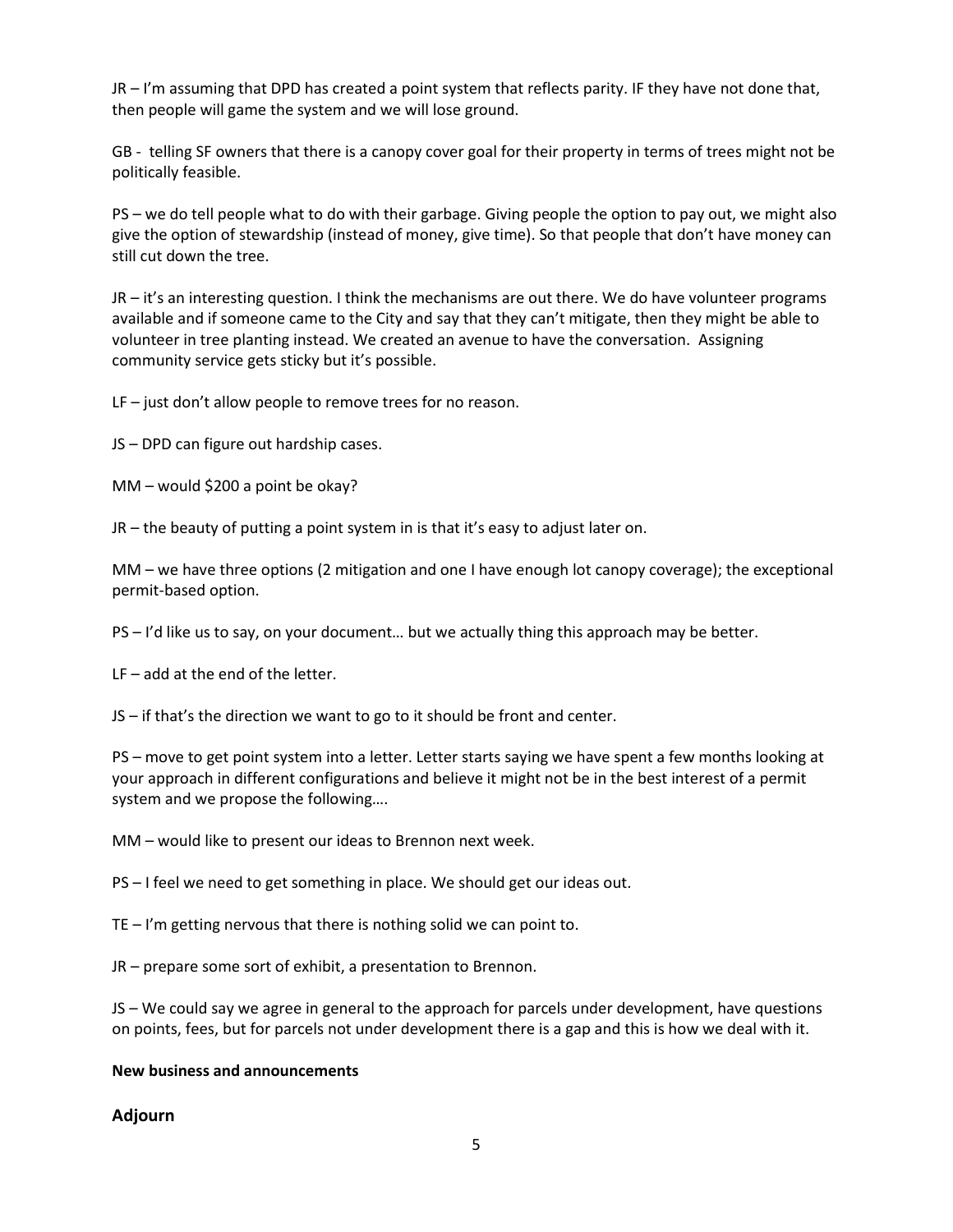JR – I'm assuming that DPD has created a point system that reflects parity. IF they have not done that, then people will game the system and we will lose ground.

GB - telling SF owners that there is a canopy cover goal for their property in terms of trees might not be politically feasible.

PS – we do tell people what to do with their garbage. Giving people the option to pay out, we might also give the option of stewardship (instead of money, give time). So that people that don't have money can still cut down the tree.

JR – it's an interesting question. I think the mechanisms are out there. We do have volunteer programs available and if someone came to the City and say that they can't mitigate, then they might be able to volunteer in tree planting instead. We created an avenue to have the conversation. Assigning community service gets sticky but it's possible.

LF – just don't allow people to remove trees for no reason.

JS – DPD can figure out hardship cases.

MM – would $200 a point be okay?

JR – the beauty of putting a point system in is that it's easy to adjust later on.

MM – we have three options (2 mitigation and one I have enough lot canopy coverage); the exceptional permit-based option.

PS – I'd like us to say, on your document… but we actually thing this approach may be better.

LF – add at the end of the letter.

JS – if that's the direction we want to go to it should be front and center.

PS – move to get point system into a letter. Letter starts saying we have spent a few months looking at your approach in different configurations and believe it might not be in the best interest of a permit system and we propose the following….

MM – would like to present our ideas to Brennon next week.

PS – I feel we need to get something in place. We should get our ideas out.

TE – I'm getting nervous that there is nothing solid we can point to.

JR – prepare some sort of exhibit, a presentation to Brennon.

JS – We could say we agree in general to the approach for parcels under development, have questions on points, fees, but for parcels not under development there is a gap and this is how we deal with it.

**New business and announcements**

## Adjourn